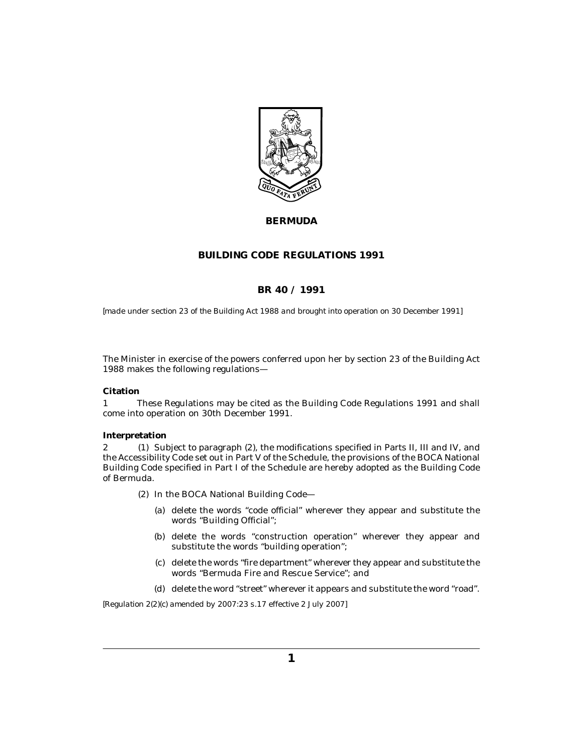# BERMUDA

## BUILDING CODE REGULATIONS 1991

## BR 40 / 1991

*[made under section 23 of the Building Act 1988 and brought into operation on 30 December 1991]*

The Minister in exercise of the powers conferred upon her by section 23 of the Building Act 1988 makes the following regulations—

**Citation**

1 These Regulations may be cited as the Building Code Regulations 1991 and shall come into operation on 30th December 1991.

**Interpretation**

2 (1) Subject to paragraph (2), the modifications specified in Parts II, III and IV, and the Accessibility Code set out in Part V of the Schedule, the provisions of the BOCA National Building Code specified in Part I of the Schedule are hereby adopted as the Building Code of Bermuda.

(2) In the BOCA National Building Code—

(a) delete the words "code official" wherever they appear and substitute the words "Building Official";

(b) delete the words "construction operation" wherever they appear and substitute the words "building operation";

(c) delete the words "fire department" wherever they appear and substitute the words "Bermuda Fire and Rescue Service"; and

(d) delete the word "street" wherever it appears and substitute the word "road".

*[Regulation 2(2)(c) amended by 2007:23 s.17 effective 2 July 2007]*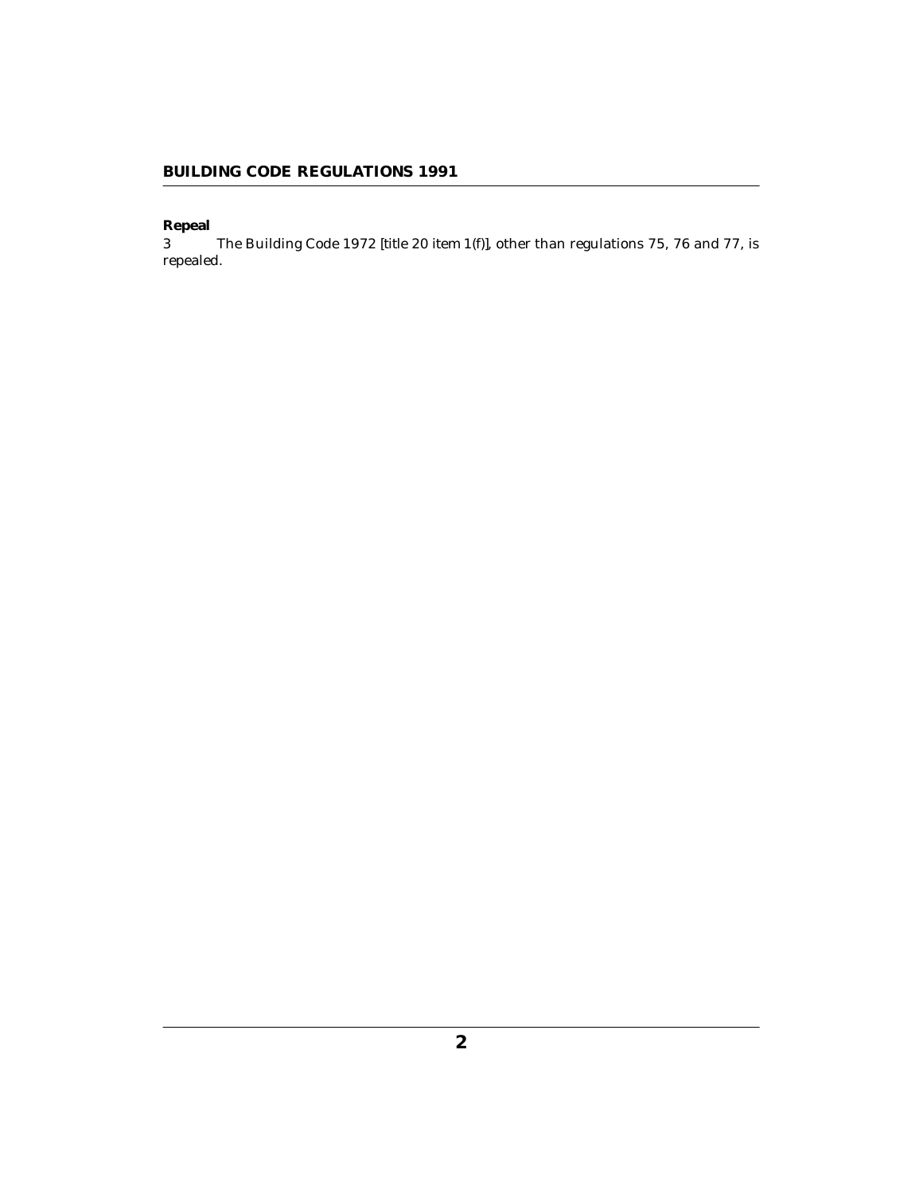**Repeal**

3 The Building Code 1972 [title 20 item 1(f)], other than regulations 75, 76 and 77, is repealed.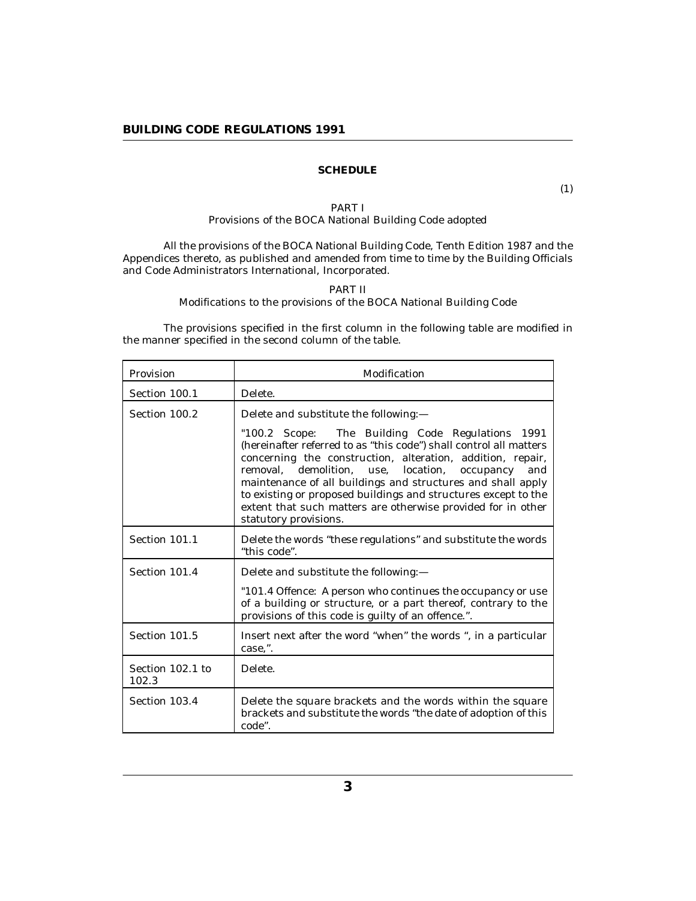## SCHEDULE

(1)

PART I

Provisions of the BOCA National Building Code adopted

All the provisions of the BOCA National Building Code, Tenth Edition 1987 and the Appendices thereto, as published and amended from time to time by the Building Officials and Code Administrators International, Incorporated.

PART II

Modifications to the provisions of the BOCA National Building Code

The provisions specified in the first column in the following table are modified in the manner specified in the second column of the table.

| Provision | Modification |
|---|---|
| Section 100.1 | Delete. |
| Section 100.2 | Delete and substitute the following:—<br><br>"100.2 Scope: The Building Code Regulations 1991 (hereinafter referred to as "this code") shall control all matters concerning the construction, alteration, addition, repair, removal, demolition, use, location, occupancy and maintenance of all buildings and structures and shall apply to existing or proposed buildings and structures except to the extent that such matters are otherwise provided for in other statutory provisions. |
| Section 101.1 | Delete the words "these regulations" and substitute the words "this code". |
| Section 101.4 | Delete and substitute the following:—<br><br>"101.4 Offence: A person who continues the occupancy or use of a building or structure, or a part thereof, contrary to the provisions of this code is guilty of an offence.". |
| Section 101.5 | Insert next after the word "when" the words ", in a particular case,". |
| Section 102.1 to 102.3 | Delete. |
| Section 103.4 | Delete the square brackets and the words within the square brackets and substitute the words "the date of adoption of this code". |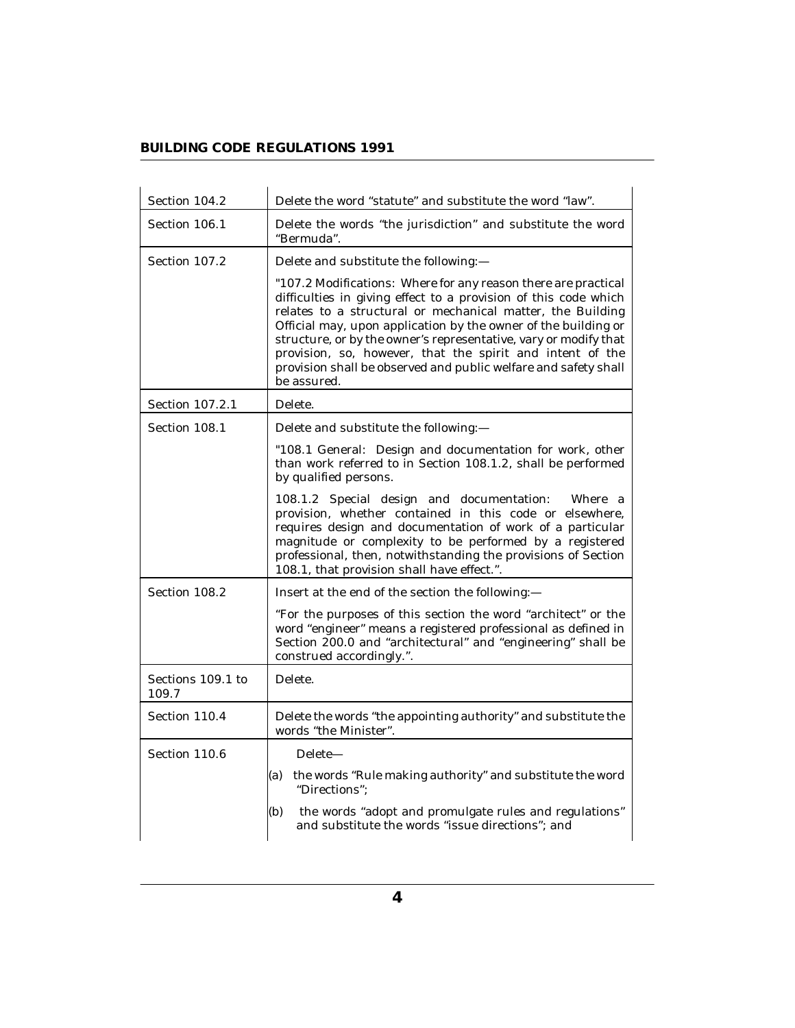| | |
|---|---|
| Section 104.2 | Delete the word "statute" and substitute the word "law". |
| Section 106.1 | Delete the words "the jurisdiction" and substitute the word "Bermuda". |
| Section 107.2 | Delete and substitute the following:— <br><br> "107.2 Modifications: Where for any reason there are practical difficulties in giving effect to a provision of this code which relates to a structural or mechanical matter, the Building Official may, upon application by the owner of the building or structure, or by the owner's representative, vary or modify that provision, so, however, that the spirit and intent of the provision shall be observed and public welfare and safety shall be assured. |
| Section 107.2.1 | Delete. |
| Section 108.1 | Delete and substitute the following:— <br><br> "108.1 General: Design and documentation for work, other than work referred to in Section 108.1.2, shall be performed by qualified persons. <br><br> 108.1.2 Special design and documentation: Where a provision, whether contained in this code or elsewhere, requires design and documentation of work of a particular magnitude or complexity to be performed by a registered professional, then, notwithstanding the provisions of Section 108.1, that provision shall have effect.". |
| Section 108.2 | Insert at the end of the section the following:— <br><br> "For the purposes of this section the word "architect" or the word "engineer" means a registered professional as defined in Section 200.0 and "architectural" and "engineering" shall be construed accordingly.". |
| Sections 109.1 to 109.7 | Delete. |
| Section 110.4 | Delete the words "the appointing authority" and substitute the words "the Minister". |
| Section 110.6 | Delete— <br><br> (a) the words "Rule making authority" and substitute the word "Directions"; <br><br> (b) the words "adopt and promulgate rules and regulations" and substitute the words "issue directions"; and |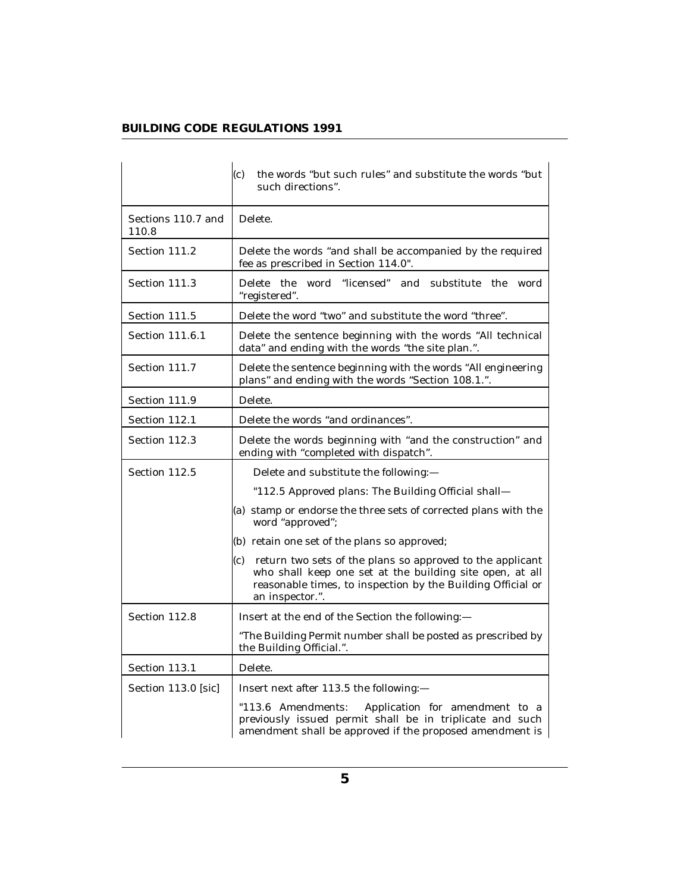| | |
|---|---|
| | (c) the words "but such rules" and substitute the words "but such directions". |
| Sections 110.7 and 110.8 | Delete. |
| Section 111.2 | Delete the words "and shall be accompanied by the required fee as prescribed in Section 114.0". |
| Section 111.3 | Delete the word "licensed" and substitute the word "registered". |
| Section 111.5 | Delete the word "two" and substitute the word "three". |
| Section 111.6.1 | Delete the sentence beginning with the words "All technical data" and ending with the words "the site plan.". |
| Section 111.7 | Delete the sentence beginning with the words "All engineering plans" and ending with the words "Section 108.1.". |
| Section 111.9 | Delete. |
| Section 112.1 | Delete the words "and ordinances". |
| Section 112.3 | Delete the words beginning with "and the construction" and ending with "completed with dispatch". |
| Section 112.5 | Delete and substitute the following:— <br> "112.5 Approved plans: The Building Official shall— <br> (a) stamp or endorse the three sets of corrected plans with the word "approved"; <br> (b) retain one set of the plans so approved; <br> (c) return two sets of the plans so approved to the applicant who shall keep one set at the building site open, at all reasonable times, to inspection by the Building Official or an inspector.". |
| Section 112.8 | Insert at the end of the Section the following:— <br> "The Building Permit number shall be posted as prescribed by the Building Official.". |
| Section 113.1 | Delete. |
| Section 113.0 [sic] | Insert next after 113.5 the following:— <br> "113.6 Amendments: Application for amendment to a previously issued permit shall be in triplicate and such amendment shall be approved if the proposed amendment is |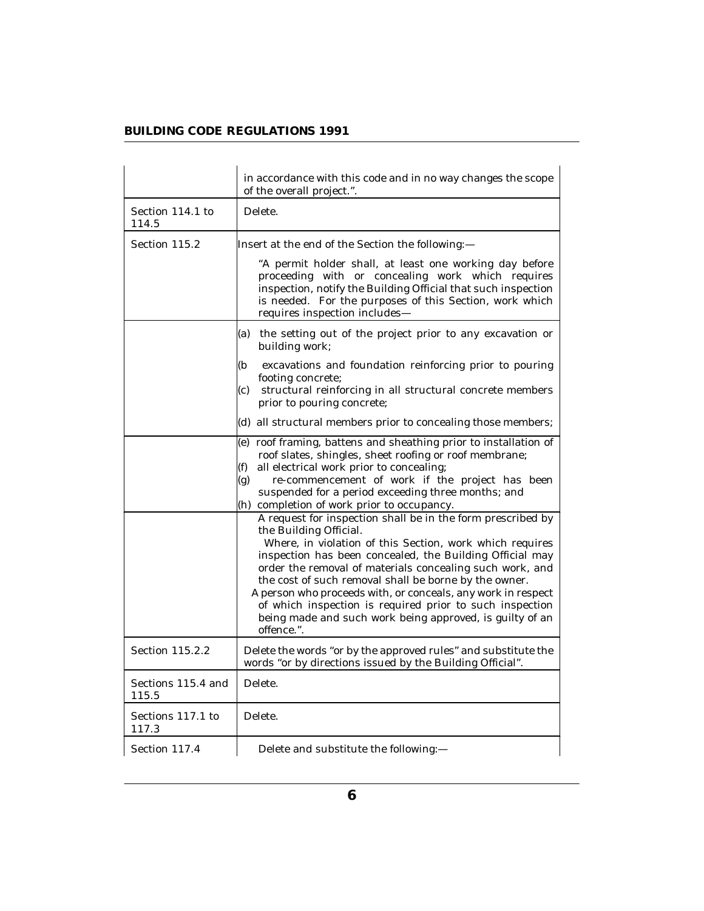| | |
|---|---|
| | in accordance with this code and in no way changes the scope of the overall project.". |
| Section 114.1 to 114.5 | Delete. |
| Section 115.2 | Insert at the end of the Section the following:— "A permit holder shall, at least one working day before proceeding with or concealing work which requires inspection, notify the Building Official that such inspection is needed. For the purposes of this Section, work which requires inspection includes— |
| | (a) the setting out of the project prior to any excavation or building work; (b excavations and foundation reinforcing prior to pouring footing concrete; (c) structural reinforcing in all structural concrete members prior to pouring concrete; (d) all structural members prior to concealing those members; |
| | (e) roof framing, battens and sheathing prior to installation of roof slates, shingles, sheet roofing or roof membrane; (f) all electrical work prior to concealing; (g) re-commencement of work if the project has been suspended for a period exceeding three months; and (h) completion of work prior to occupancy. |
| | A request for inspection shall be in the form prescribed by the Building Official. Where, in violation of this Section, work which requires inspection has been concealed, the Building Official may order the removal of materials concealing such work, and the cost of such removal shall be borne by the owner. A person who proceeds with, or conceals, any work in respect of which inspection is required prior to such inspection being made and such work being approved, is guilty of an offence.". |
| Section 115.2.2 | Delete the words "or by the approved rules" and substitute the words "or by directions issued by the Building Official". |
| Sections 115.4 and 115.5 | Delete. |
| Sections 117.1 to 117.3 | Delete. |
| Section 117.4 | Delete and substitute the following:— |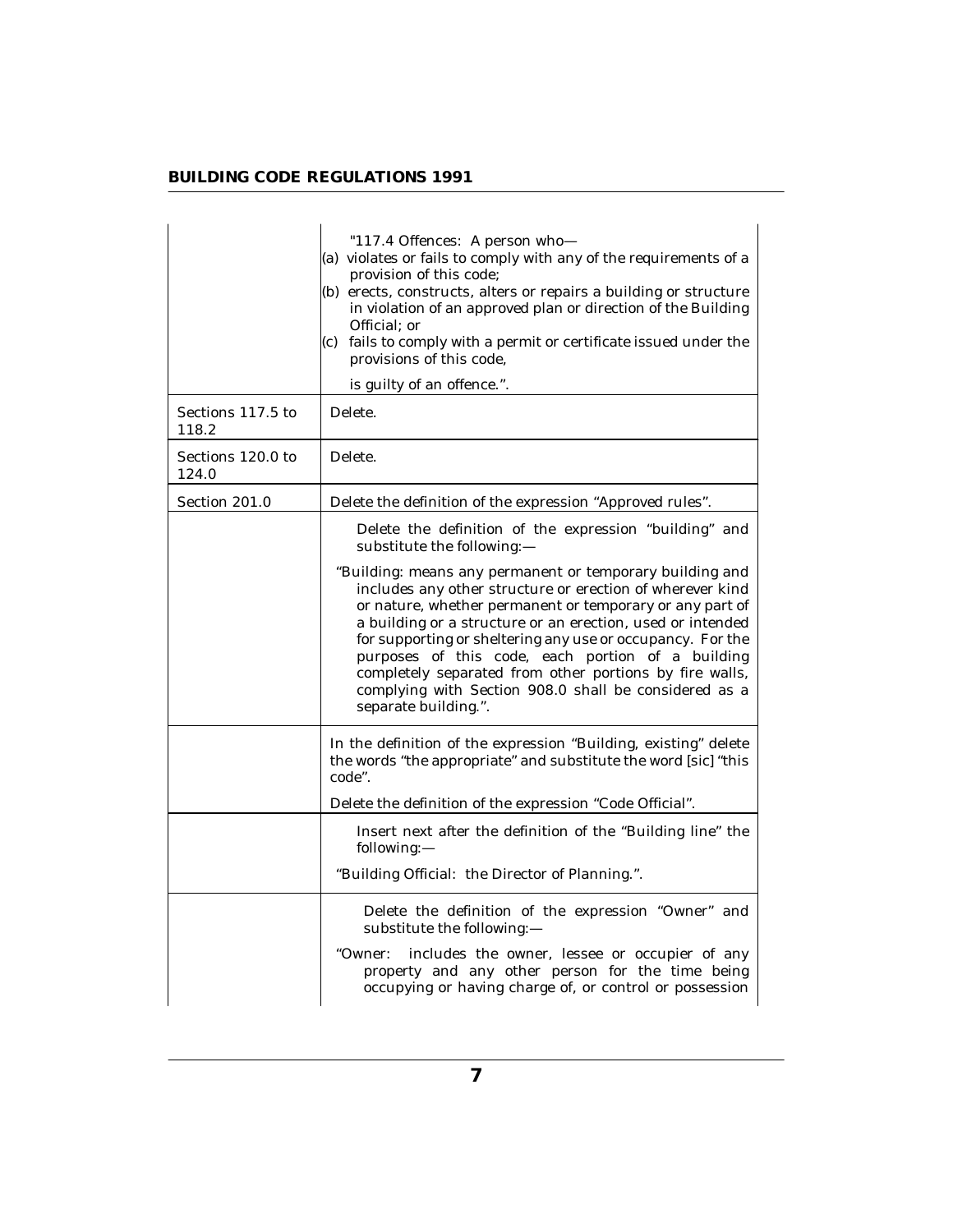| | |
|---|---|
| | "117.4 Offences: A person who—<br>(a) violates or fails to comply with any of the requirements of a provision of this code;<br>(b) erects, constructs, alters or repairs a building or structure in violation of an approved plan or direction of the Building Official; or<br>(c) fails to comply with a permit or certificate issued under the provisions of this code,<br>is guilty of an offence.". |
| Sections 117.5 to 118.2 | Delete. |
| Sections 120.0 to 124.0 | Delete. |
| Section 201.0 | Delete the definition of the expression "Approved rules". |
| | Delete the definition of the expression "building" and substitute the following:—<br>"Building: means any permanent or temporary building and includes any other structure or erection of wherever kind or nature, whether permanent or temporary or any part of a building or a structure or an erection, used or intended for supporting or sheltering any use or occupancy. For the purposes of this code, each portion of a building completely separated from other portions by fire walls, complying with Section 908.0 shall be considered as a separate building.". |
| | In the definition of the expression "Building, existing" delete the words "the appropriate" and substitute the word [sic] "this code".<br>Delete the definition of the expression "Code Official". |
| | Insert next after the definition of the "Building line" the following:—<br>"Building Official: the Director of Planning.". |
| | Delete the definition of the expression "Owner" and substitute the following:—<br>"Owner: includes the owner, lessee or occupier of any property and any other person for the time being occupying or having charge of, or control or possession |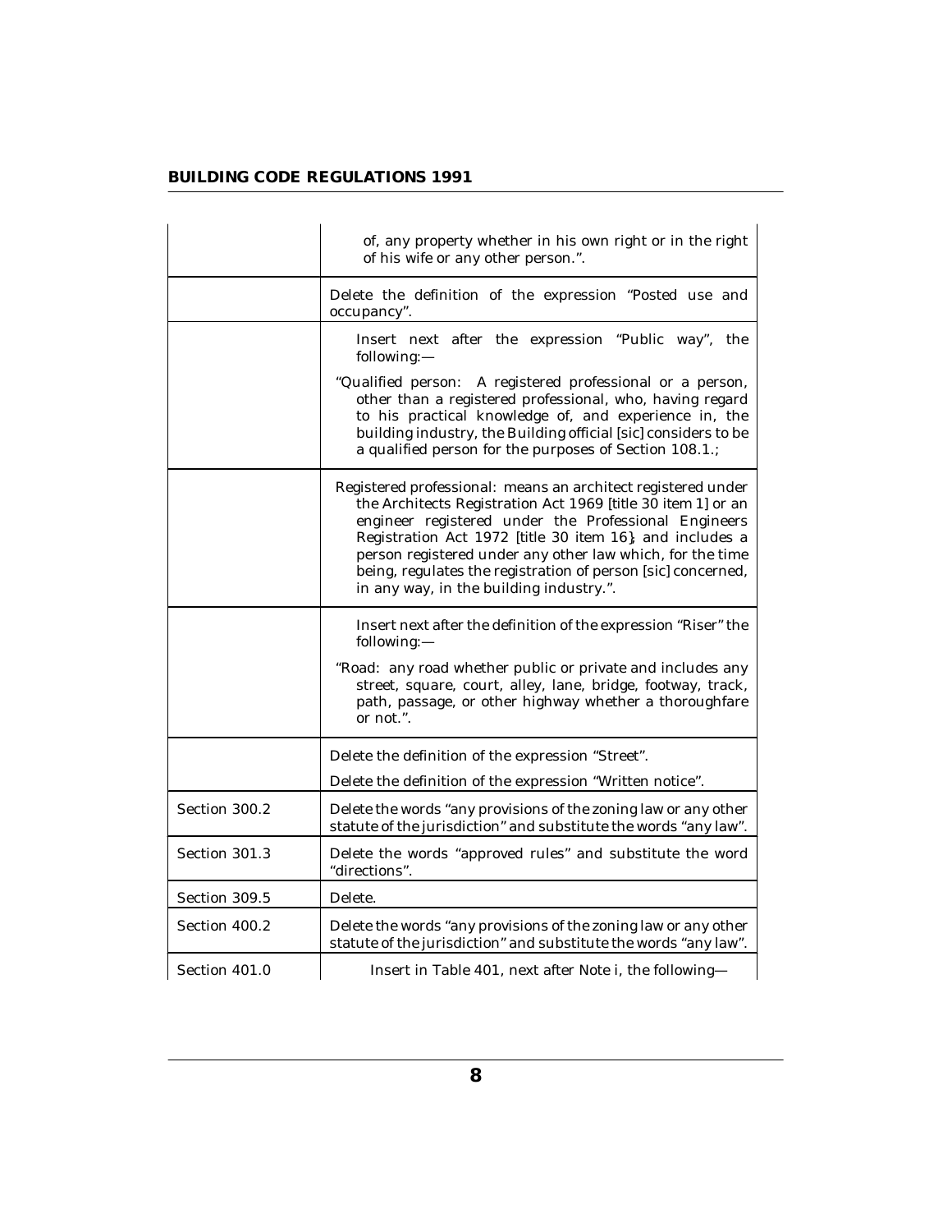| | |
|---|---|
| | of, any property whether in his own right or in the right of his wife or any other person.". |
| | Delete the definition of the expression "Posted use and occupancy". |
| | Insert next after the expression "Public way", the following:—<br><br>"Qualified person: A registered professional or a person, other than a registered professional, who, having regard to his practical knowledge of, and experience in, the building industry, the Building official [sic] considers to be a qualified person for the purposes of Section 108.1.; |
| | Registered professional: means an architect registered under the Architects Registration Act 1969 [title 30 item 1] or an engineer registered under the Professional Engineers Registration Act 1972 [title 30 item 16]; and includes a person registered under any other law which, for the time being, regulates the registration of person [sic] concerned, in any way, in the building industry.". |
| | Insert next after the definition of the expression "Riser" the following:—<br><br>"Road: any road whether public or private and includes any street, square, court, alley, lane, bridge, footway, track, path, passage, or other highway whether a thoroughfare or not.". |
| | Delete the definition of the expression "Street".<br><br>Delete the definition of the expression "Written notice". |
| Section 300.2 | Delete the words "any provisions of the zoning law or any other statute of the jurisdiction" and substitute the words "any law". |
| Section 301.3 | Delete the words "approved rules" and substitute the word "directions". |
| Section 309.5 | Delete. |
| Section 400.2 | Delete the words "any provisions of the zoning law or any other statute of the jurisdiction" and substitute the words "any law". |
| Section 401.0 | Insert in Table 401, next after Note i, the following— |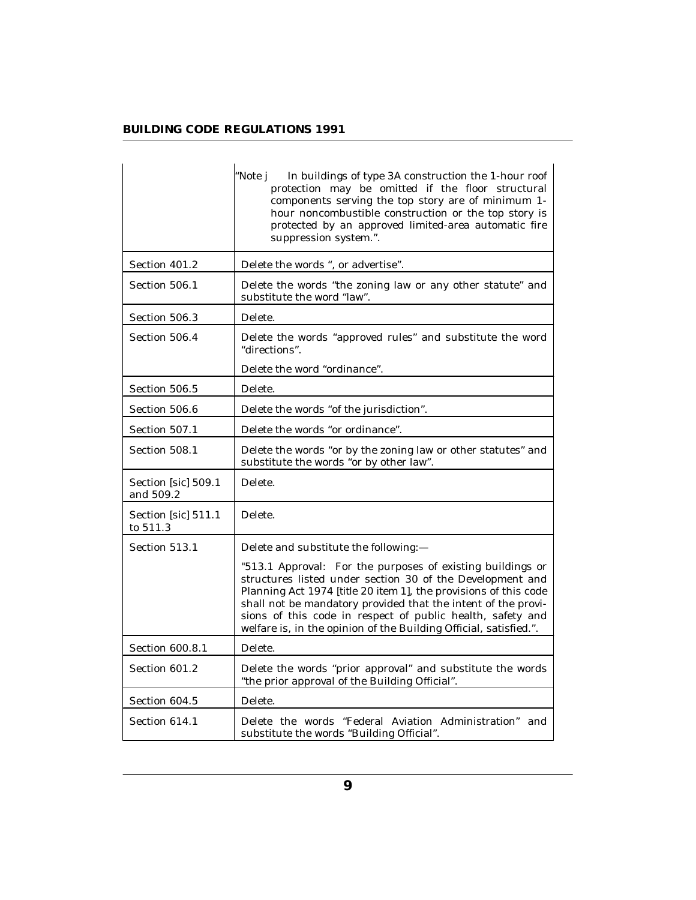| | |
|---|---|
| | "Note j In buildings of type 3A construction the 1-hour roof protection may be omitted if the floor structural components serving the top story are of minimum 1-hour noncombustible construction or the top story is protected by an approved limited-area automatic fire suppression system.". |
| Section 401.2 | Delete the words ", or advertise". |
| Section 506.1 | Delete the words "the zoning law or any other statute" and substitute the word "law". |
| Section 506.3 | Delete. |
| Section 506.4 | Delete the words "approved rules" and substitute the word "directions".<br><br>Delete the word "ordinance". |
| Section 506.5 | Delete. |
| Section 506.6 | Delete the words "of the jurisdiction". |
| Section 507.1 | Delete the words "or ordinance". |
| Section 508.1 | Delete the words "or by the zoning law or other statutes" and substitute the words "or by other law". |
| Section [sic] 509.1 and 509.2 | Delete. |
| Section [sic] 511.1 to 511.3 | Delete. |
| Section 513.1 | Delete and substitute the following:—<br><br>"513.1 Approval: For the purposes of existing buildings or structures listed under section 30 of the Development and Planning Act 1974 [title 20 item 1], the provisions of this code shall not be mandatory provided that the intent of the provisions of this code in respect of public health, safety and welfare is, in the opinion of the Building Official, satisfied.". |
| Section 600.8.1 | Delete. |
| Section 601.2 | Delete the words "prior approval" and substitute the words "the prior approval of the Building Official". |
| Section 604.5 | Delete. |
| Section 614.1 | Delete the words "Federal Aviation Administration" and substitute the words "Building Official". |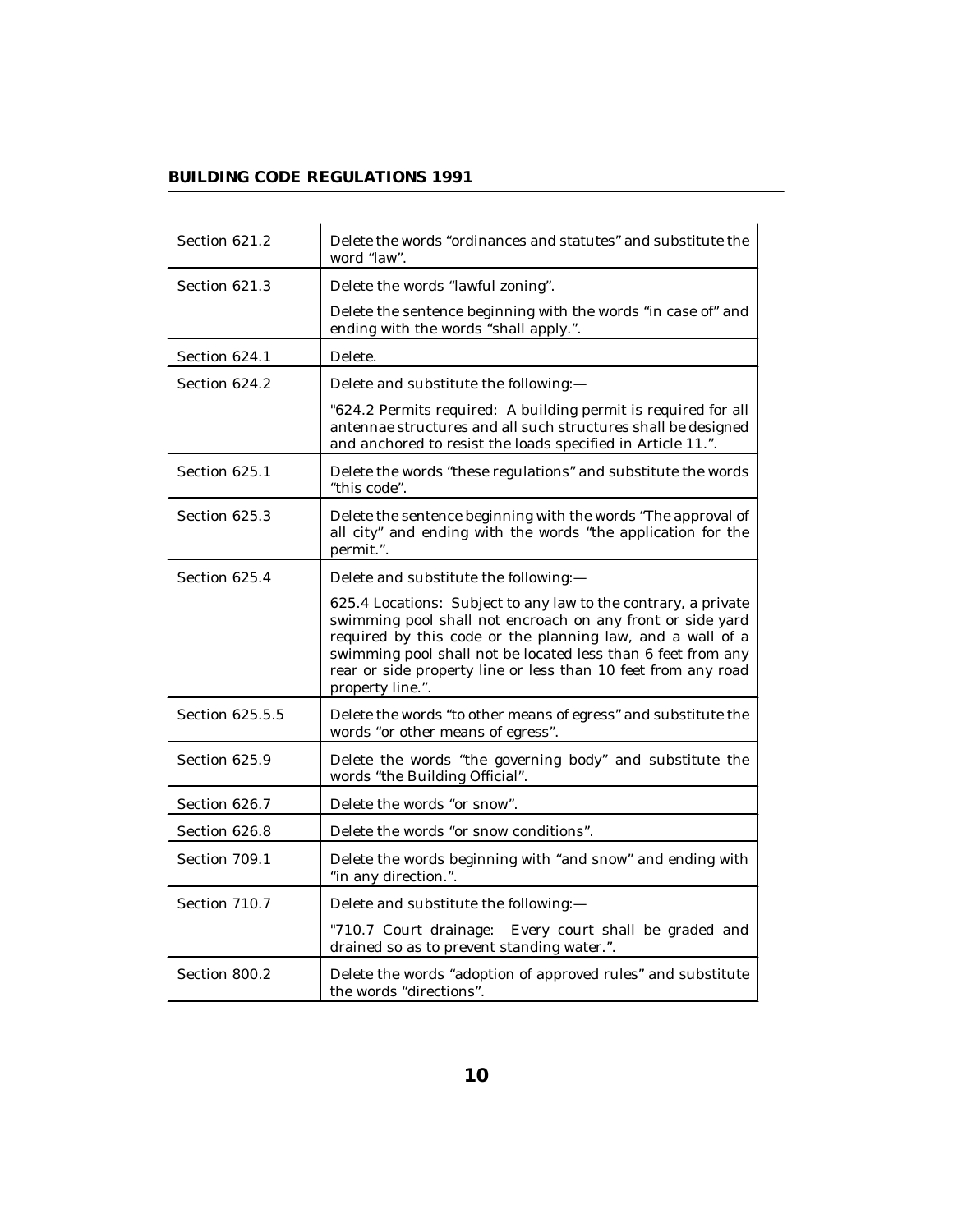| | |
|---|---|
| Section 621.2 | Delete the words "ordinances and statutes" and substitute the word "law". |
| Section 621.3 | Delete the words "lawful zoning".<br><br>Delete the sentence beginning with the words "in case of" and ending with the words "shall apply.". |
| Section 624.1 | Delete. |
| Section 624.2 | Delete and substitute the following:—<br><br>"624.2 Permits required: A building permit is required for all antennae structures and all such structures shall be designed and anchored to resist the loads specified in Article 11.". |
| Section 625.1 | Delete the words "these regulations" and substitute the words "this code". |
| Section 625.3 | Delete the sentence beginning with the words "The approval of all city" and ending with the words "the application for the permit.". |
| Section 625.4 | Delete and substitute the following:—<br><br>625.4 Locations: Subject to any law to the contrary, a private swimming pool shall not encroach on any front or side yard required by this code or the planning law, and a wall of a swimming pool shall not be located less than 6 feet from any rear or side property line or less than 10 feet from any road property line.". |
| Section 625.5.5 | Delete the words "to other means of egress" and substitute the words "or other means of egress". |
| Section 625.9 | Delete the words "the governing body" and substitute the words "the Building Official". |
| Section 626.7 | Delete the words "or snow". |
| Section 626.8 | Delete the words "or snow conditions". |
| Section 709.1 | Delete the words beginning with "and snow" and ending with "in any direction.". |
| Section 710.7 | Delete and substitute the following:—<br><br>"710.7 Court drainage: Every court shall be graded and drained so as to prevent standing water.". |
| Section 800.2 | Delete the words "adoption of approved rules" and substitute the words "directions". |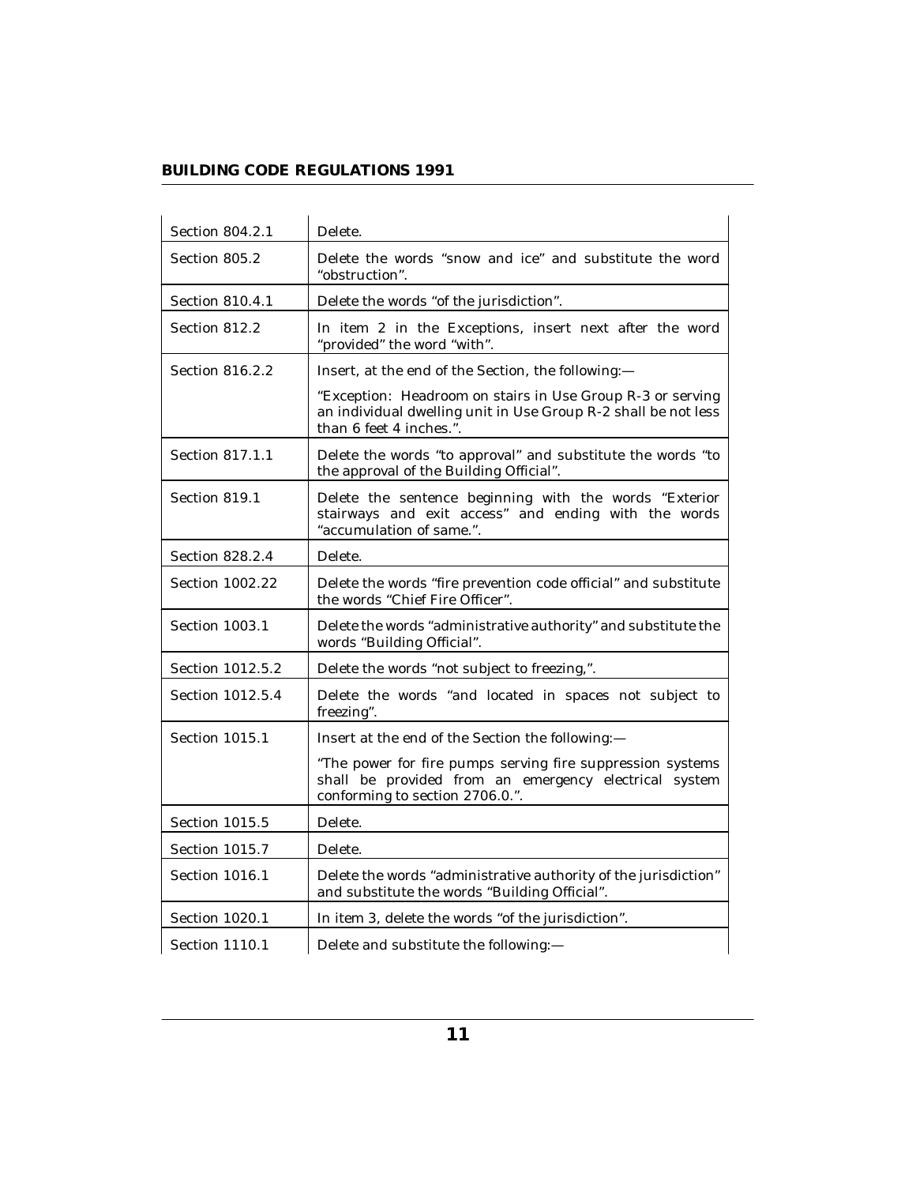| Section | Amendment |
|---|---|
| Section 804.2.1 | Delete. |
| Section 805.2 | Delete the words "snow and ice" and substitute the word "obstruction". |
| Section 810.4.1 | Delete the words "of the jurisdiction". |
| Section 812.2 | In item 2 in the Exceptions, insert next after the word "provided" the word "with". |
| Section 816.2.2 | Insert, at the end of the Section, the following:— "Exception: Headroom on stairs in Use Group R-3 or serving an individual dwelling unit in Use Group R-2 shall be not less than 6 feet 4 inches.". |
| Section 817.1.1 | Delete the words "to approval" and substitute the words "to the approval of the Building Official". |
| Section 819.1 | Delete the sentence beginning with the words "Exterior stairways and exit access" and ending with the words "accumulation of same.". |
| Section 828.2.4 | Delete. |
| Section 1002.22 | Delete the words "fire prevention code official" and substitute the words "Chief Fire Officer". |
| Section 1003.1 | Delete the words "administrative authority" and substitute the words "Building Official". |
| Section 1012.5.2 | Delete the words "not subject to freezing,". |
| Section 1012.5.4 | Delete the words "and located in spaces not subject to freezing". |
| Section 1015.1 | Insert at the end of the Section the following:— "The power for fire pumps serving fire suppression systems shall be provided from an emergency electrical system conforming to section 2706.0.". |
| Section 1015.5 | Delete. |
| Section 1015.7 | Delete. |
| Section 1016.1 | Delete the words "administrative authority of the jurisdiction" and substitute the words "Building Official". |
| Section 1020.1 | In item 3, delete the words "of the jurisdiction". |
| Section 1110.1 | Delete and substitute the following:— |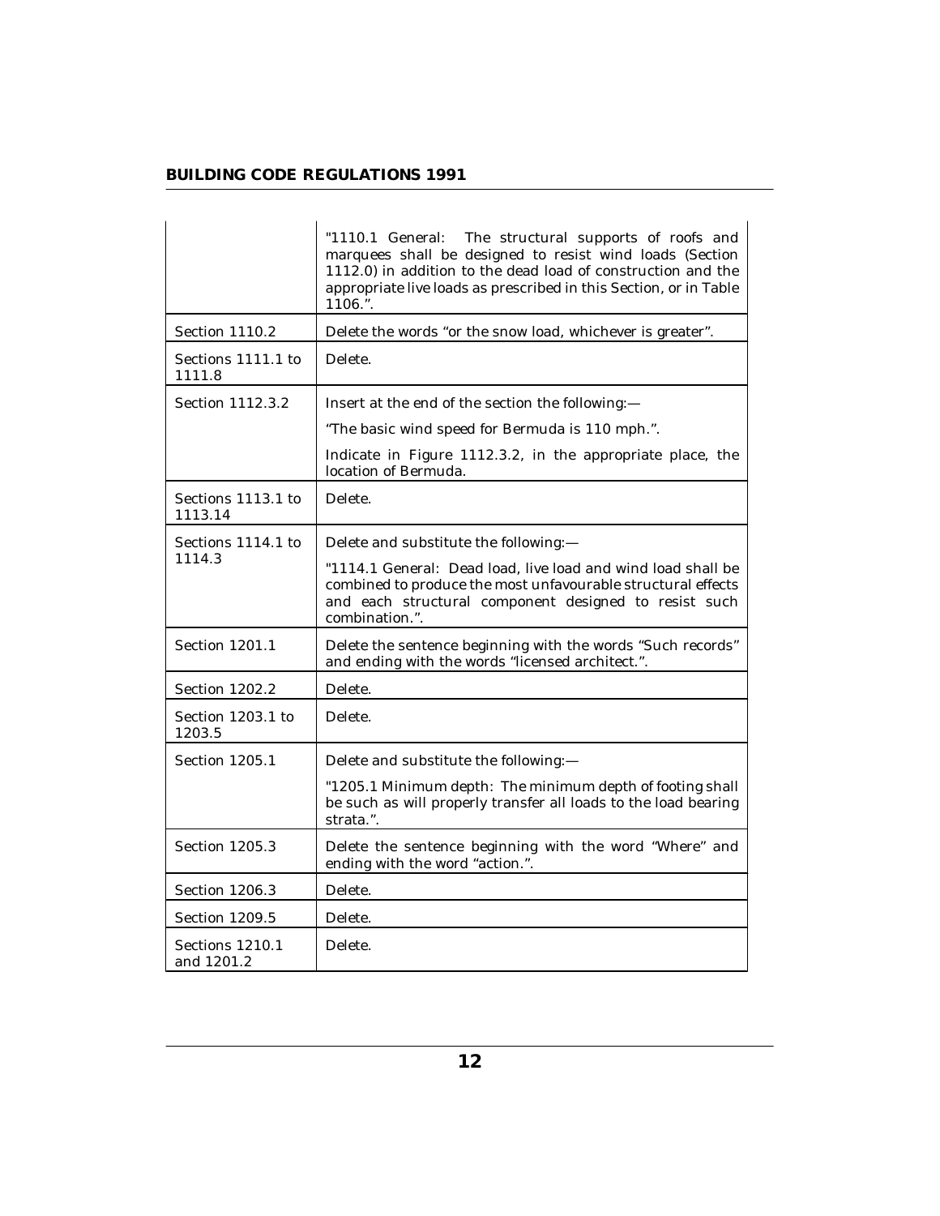| | |
|---|---|
| | "1110.1 General: The structural supports of roofs and marquees shall be designed to resist wind loads (Section 1112.0) in addition to the dead load of construction and the appropriate live loads as prescribed in this Section, or in Table 1106.". |
| Section 1110.2 | Delete the words "or the snow load, whichever is greater". |
| Sections 1111.1 to 1111.8 | Delete. |
| Section 1112.3.2 | Insert at the end of the section the following:— "The basic wind speed for Bermuda is 110 mph.". Indicate in Figure 1112.3.2, in the appropriate place, the location of Bermuda. |
| Sections 1113.1 to 1113.14 | Delete. |
| Sections 1114.1 to 1114.3 | Delete and substitute the following:— "1114.1 General: Dead load, live load and wind load shall be combined to produce the most unfavourable structural effects and each structural component designed to resist such combination.". |
| Section 1201.1 | Delete the sentence beginning with the words "Such records" and ending with the words "licensed architect.". |
| Section 1202.2 | Delete. |
| Section 1203.1 to 1203.5 | Delete. |
| Section 1205.1 | Delete and substitute the following:— "1205.1 Minimum depth: The minimum depth of footing shall be such as will properly transfer all loads to the load bearing strata.". |
| Section 1205.3 | Delete the sentence beginning with the word "Where" and ending with the word "action.". |
| Section 1206.3 | Delete. |
| Section 1209.5 | Delete. |
| Sections 1210.1 and 1201.2 | Delete. |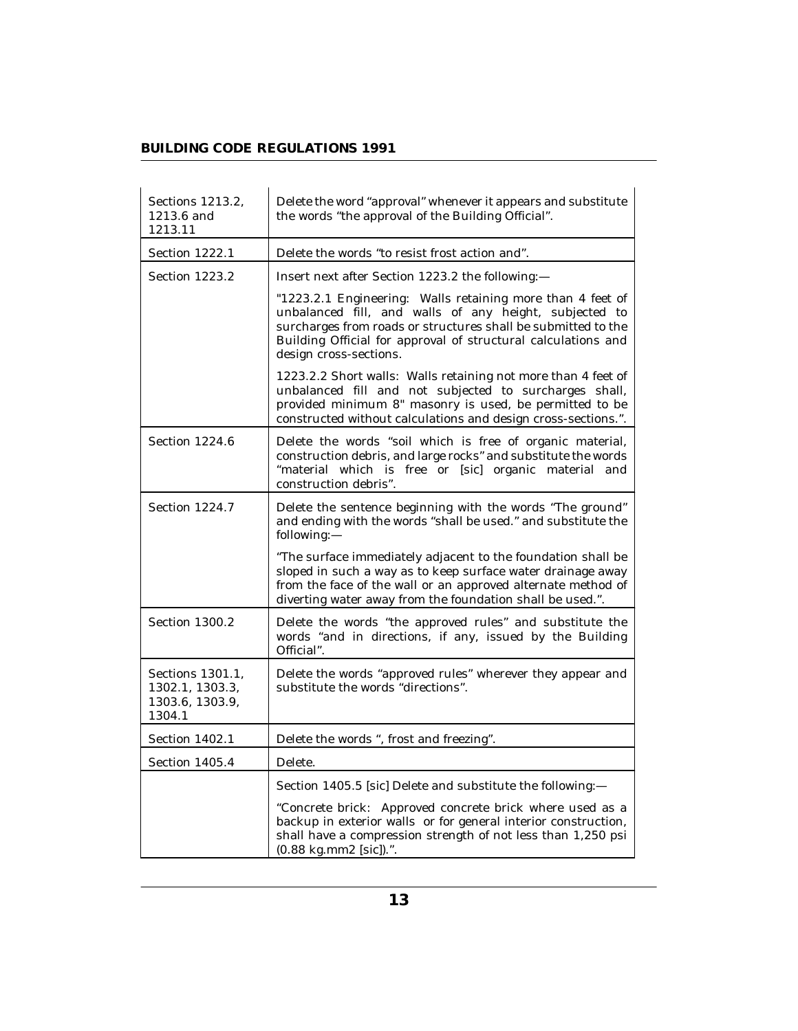| | |
|---|---|
| Sections 1213.2, 1213.6 and 1213.11 | Delete the word "approval" whenever it appears and substitute the words "the approval of the Building Official". |
| Section 1222.1 | Delete the words "to resist frost action and". |
| Section 1223.2 | Insert next after Section 1223.2 the following:—<br><br>"1223.2.1 Engineering: Walls retaining more than 4 feet of unbalanced fill, and walls of any height, subjected to surcharges from roads or structures shall be submitted to the Building Official for approval of structural calculations and design cross-sections.<br><br>1223.2.2 Short walls: Walls retaining not more than 4 feet of unbalanced fill and not subjected to surcharges shall, provided minimum 8" masonry is used, be permitted to be constructed without calculations and design cross-sections.". |
| Section 1224.6 | Delete the words "soil which is free of organic material, construction debris, and large rocks" and substitute the words "material which is free or [sic] organic material and construction debris". |
| Section 1224.7 | Delete the sentence beginning with the words "The ground" and ending with the words "shall be used." and substitute the following:—<br><br>"The surface immediately adjacent to the foundation shall be sloped in such a way as to keep surface water drainage away from the face of the wall or an approved alternate method of diverting water away from the foundation shall be used.". |
| Section 1300.2 | Delete the words "the approved rules" and substitute the words "and in directions, if any, issued by the Building Official". |
| Sections 1301.1, 1302.1, 1303.3, 1303.6, 1303.9, 1304.1 | Delete the words "approved rules" wherever they appear and substitute the words "directions". |
| Section 1402.1 | Delete the words ", frost and freezing". |
| Section 1405.4 | Delete. |
| | Section 1405.5 [sic] Delete and substitute the following:—<br><br>"Concrete brick: Approved concrete brick where used as a backup in exterior walls or for general interior construction, shall have a compression strength of not less than 1,250 psi (0.88 kg.mm2 [sic]).". |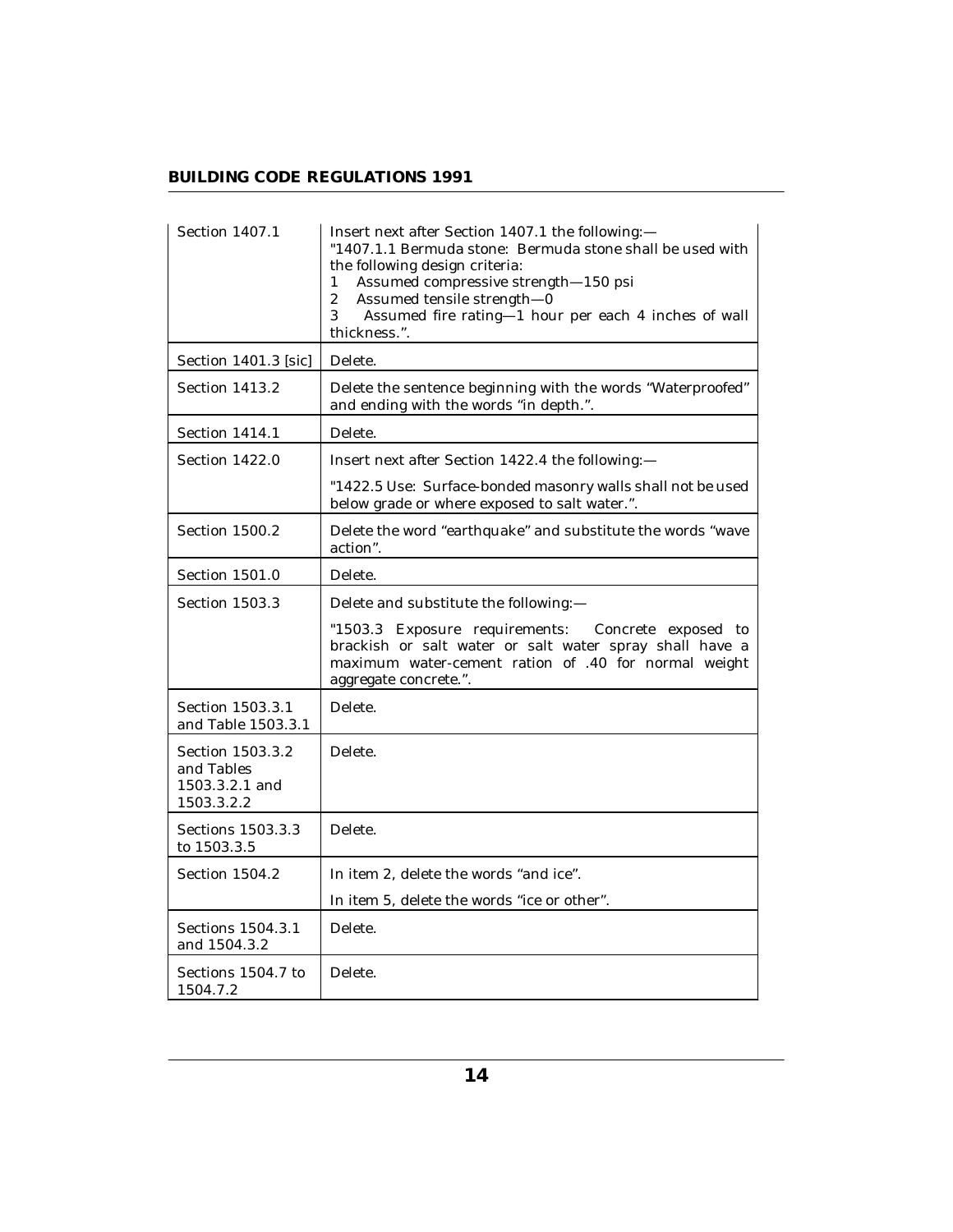| | |
|---|---|
| Section 1407.1 | Insert next after Section 1407.1 the following:— "1407.1.1 Bermuda stone: Bermuda stone shall be used with the following design criteria: 1 Assumed compressive strength—150 psi 2 Assumed tensile strength—0 3 Assumed fire rating—1 hour per each 4 inches of wall thickness.". |
| Section 1401.3 [sic] | Delete. |
| Section 1413.2 | Delete the sentence beginning with the words "Waterproofed" and ending with the words "in depth.". |
| Section 1414.1 | Delete. |
| Section 1422.0 | Insert next after Section 1422.4 the following:— "1422.5 Use: Surface-bonded masonry walls shall not be used below grade or where exposed to salt water.". |
| Section 1500.2 | Delete the word "earthquake" and substitute the words "wave action". |
| Section 1501.0 | Delete. |
| Section 1503.3 | Delete and substitute the following:— "1503.3 Exposure requirements: Concrete exposed to brackish or salt water or salt water spray shall have a maximum water-cement ration of .40 for normal weight aggregate concrete.". |
| Section 1503.3.1 and Table 1503.3.1 | Delete. |
| Section 1503.3.2 and Tables 1503.3.2.1 and 1503.3.2.2 | Delete. |
| Sections 1503.3.3 to 1503.3.5 | Delete. |
| Section 1504.2 | In item 2, delete the words "and ice". In item 5, delete the words "ice or other". |
| Sections 1504.3.1 and 1504.3.2 | Delete. |
| Sections 1504.7 to 1504.7.2 | Delete. |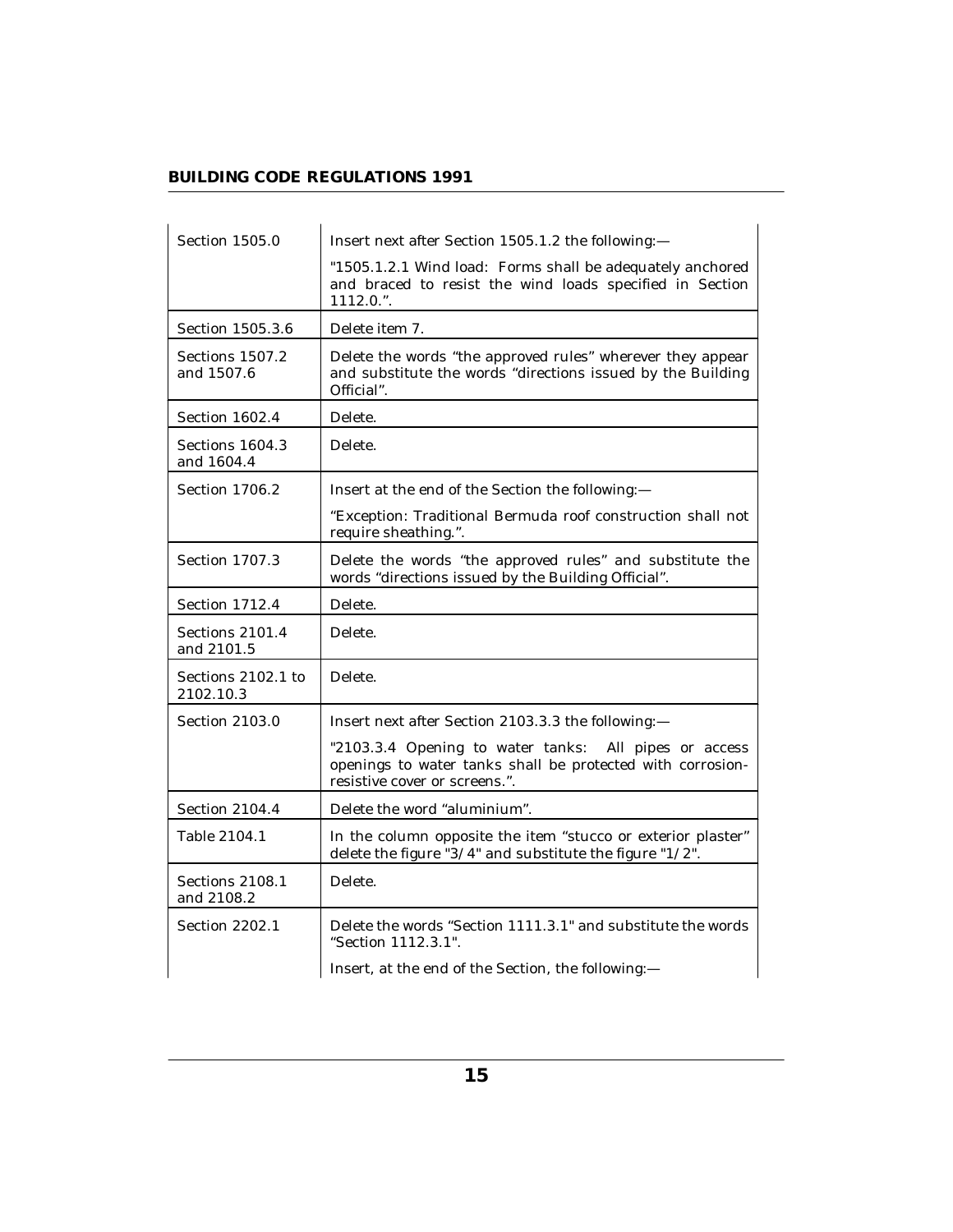| | |
|---|---|
| Section 1505.0 | Insert next after Section 1505.1.2 the following:— "1505.1.2.1 Wind load: Forms shall be adequately anchored and braced to resist the wind loads specified in Section 1112.0.". |
| Section 1505.3.6 | Delete item 7. |
| Sections 1507.2 and 1507.6 | Delete the words "the approved rules" wherever they appear and substitute the words "directions issued by the Building Official". |
| Section 1602.4 | Delete. |
| Sections 1604.3 and 1604.4 | Delete. |
| Section 1706.2 | Insert at the end of the Section the following:— "Exception: Traditional Bermuda roof construction shall not require sheathing.". |
| Section 1707.3 | Delete the words "the approved rules" and substitute the words "directions issued by the Building Official". |
| Section 1712.4 | Delete. |
| Sections 2101.4 and 2101.5 | Delete. |
| Sections 2102.1 to 2102.10.3 | Delete. |
| Section 2103.0 | Insert next after Section 2103.3.3 the following:— "2103.3.4 Opening to water tanks: All pipes or access openings to water tanks shall be protected with corrosion-resistive cover or screens.". |
| Section 2104.4 | Delete the word "aluminium". |
| Table 2104.1 | In the column opposite the item "stucco or exterior plaster" delete the figure "3/4" and substitute the figure "1/2". |
| Sections 2108.1 and 2108.2 | Delete. |
| Section 2202.1 | Delete the words "Section 1111.3.1" and substitute the words "Section 1112.3.1". Insert, at the end of the Section, the following:— |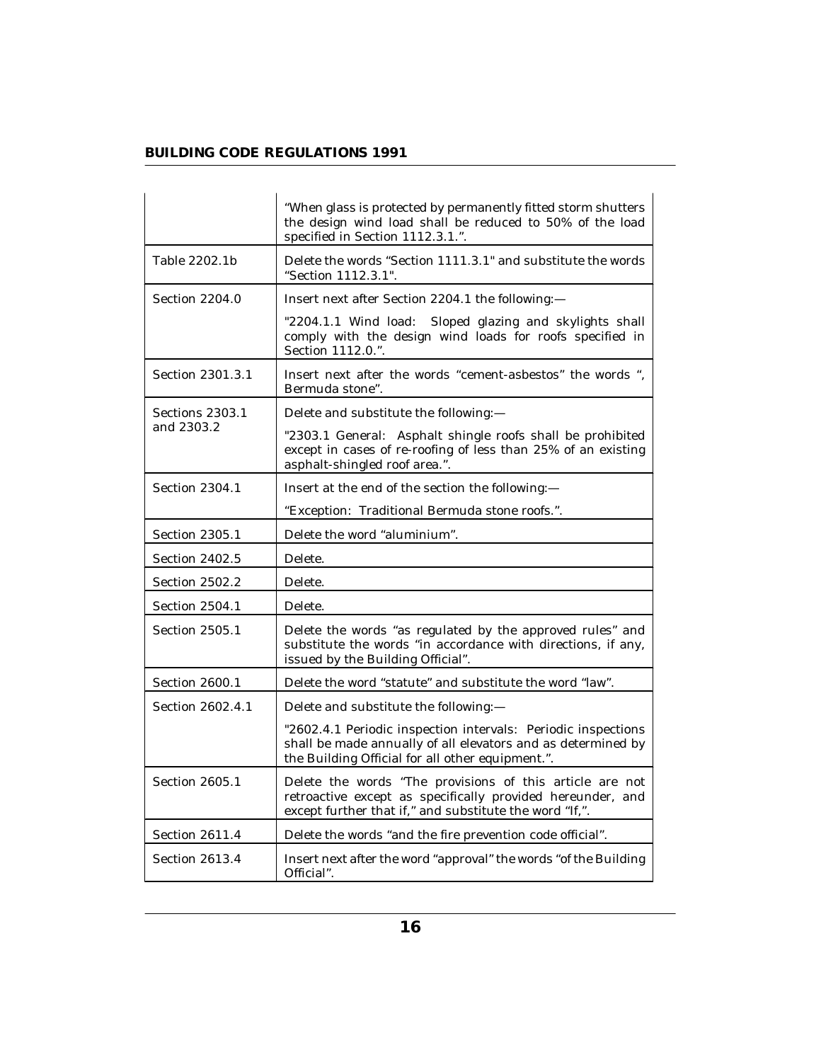| | |
|---|---|
| | "When glass is protected by permanently fitted storm shutters the design wind load shall be reduced to 50% of the load specified in Section 1112.3.1.". |
| Table 2202.1b | Delete the words "Section 1111.3.1" and substitute the words "Section 1112.3.1". |
| Section 2204.0 | Insert next after Section 2204.1 the following:— <br> "2204.1.1 Wind load: Sloped glazing and skylights shall comply with the design wind loads for roofs specified in Section 1112.0.". |
| Section 2301.3.1 | Insert next after the words "cement-asbestos" the words ", Bermuda stone". |
| Sections 2303.1 and 2303.2 | Delete and substitute the following:— <br> "2303.1 General: Asphalt shingle roofs shall be prohibited except in cases of re-roofing of less than 25% of an existing asphalt-shingled roof area.". |
| Section 2304.1 | Insert at the end of the section the following:— <br> "Exception: Traditional Bermuda stone roofs.". |
| Section 2305.1 | Delete the word "aluminium". |
| Section 2402.5 | Delete. |
| Section 2502.2 | Delete. |
| Section 2504.1 | Delete. |
| Section 2505.1 | Delete the words "as regulated by the approved rules" and substitute the words "in accordance with directions, if any, issued by the Building Official". |
| Section 2600.1 | Delete the word "statute" and substitute the word "law". |
| Section 2602.4.1 | Delete and substitute the following:— <br> "2602.4.1 Periodic inspection intervals: Periodic inspections shall be made annually of all elevators and as determined by the Building Official for all other equipment.". |
| Section 2605.1 | Delete the words "The provisions of this article are not retroactive except as specifically provided hereunder, and except further that if," and substitute the word "If,". |
| Section 2611.4 | Delete the words "and the fire prevention code official". |
| Section 2613.4 | Insert next after the word "approval" the words "of the Building Official". |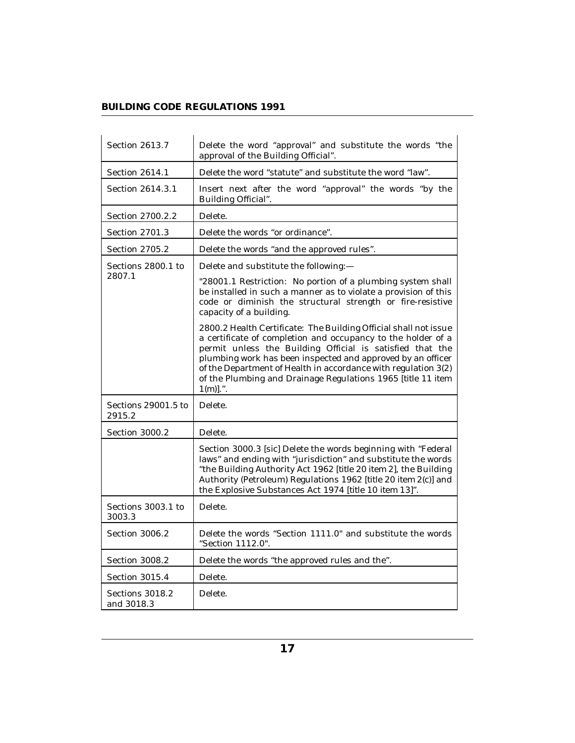| | |
|---|---|
| Section 2613.7 | Delete the word "approval" and substitute the words "the approval of the Building Official". |
| Section 2614.1 | Delete the word "statute" and substitute the word "law". |
| Section 2614.3.1 | Insert next after the word "approval" the words "by the Building Official". |
| Section 2700.2.2 | Delete. |
| Section 2701.3 | Delete the words "or ordinance". |
| Section 2705.2 | Delete the words "and the approved rules". |
| Sections 2800.1 to 2807.1 | Delete and substitute the following:— <br><br> "28001.1 Restriction: No portion of a plumbing system shall be installed in such a manner as to violate a provision of this code or diminish the structural strength or fire-resistive capacity of a building. <br><br> 2800.2 Health Certificate: The Building Official shall not issue a certificate of completion and occupancy to the holder of a permit unless the Building Official is satisfied that the plumbing work has been inspected and approved by an officer of the Department of Health in accordance with regulation 3(2) of the Plumbing and Drainage Regulations 1965 [title 11 item 1(m)].". |
| Sections 29001.5 to 2915.2 | Delete. |
| Section 3000.2 | Delete. |
| | Section 3000.3 [sic] Delete the words beginning with "Federal laws" and ending with "jurisdiction" and substitute the words "the Building Authority Act 1962 [title 20 item 2], the Building Authority (Petroleum) Regulations 1962 [title 20 item 2(c)] and the Explosive Substances Act 1974 [title 10 item 13]". |
| Sections 3003.1 to 3003.3 | Delete. |
| Section 3006.2 | Delete the words "Section 1111.0" and substitute the words "Section 1112.0". |
| Section 3008.2 | Delete the words "the approved rules and the". |
| Section 3015.4 | Delete. |
| Sections 3018.2 and 3018.3 | Delete. |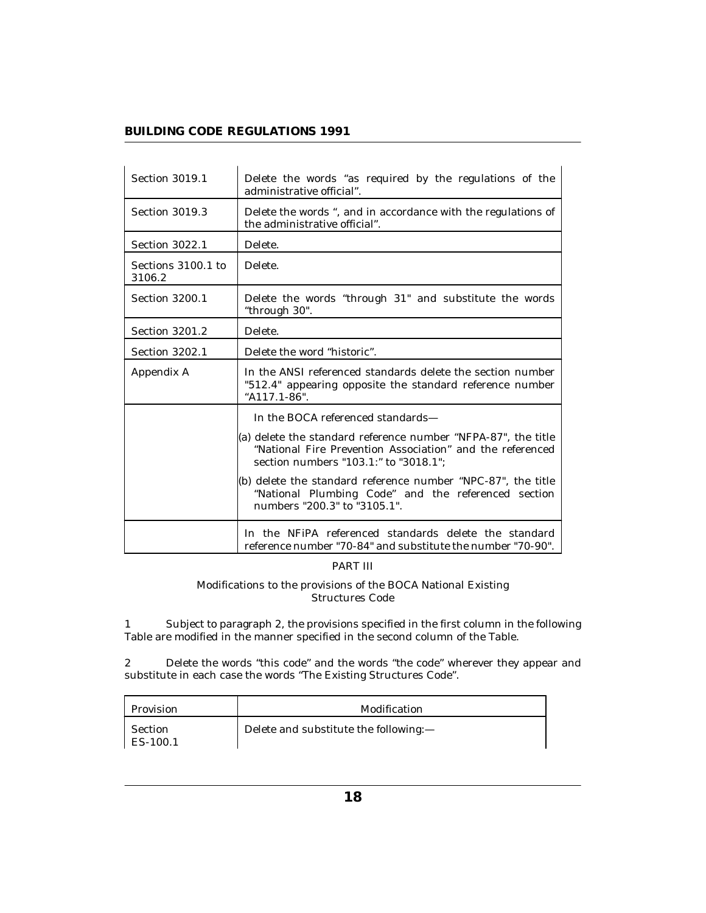| | |
|---|---|
| Section 3019.1 | Delete the words "as required by the regulations of the administrative official". |
| Section 3019.3 | Delete the words ", and in accordance with the regulations of the administrative official". |
| Section 3022.1 | Delete. |
| Sections 3100.1 to 3106.2 | Delete. |
| Section 3200.1 | Delete the words "through 31" and substitute the words "through 30". |
| Section 3201.2 | Delete. |
| Section 3202.1 | Delete the word "historic". |
| Appendix A | In the ANSI referenced standards delete the section number "512.4" appearing opposite the standard reference number "A117.1-86". |
| | In the BOCA referenced standards— (a) delete the standard reference number "NFPA-87", the title "National Fire Prevention Association" and the referenced section numbers "103.1:" to "3018.1"; (b) delete the standard reference number "NPC-87", the title "National Plumbing Code" and the referenced section numbers "200.3" to "3105.1". |
| | In the NFiPA referenced standards delete the standard reference number "70-84" and substitute the number "70-90". |

PART III

Modifications to the provisions of the BOCA National Existing Structures Code

1 Subject to paragraph 2, the provisions specified in the first column in the following Table are modified in the manner specified in the second column of the Table.

2 Delete the words "this code" and the words "the code" wherever they appear and substitute in each case the words "The Existing Structures Code".

| Provision | Modification |
|---|---|
| Section ES-100.1 | Delete and substitute the following:— |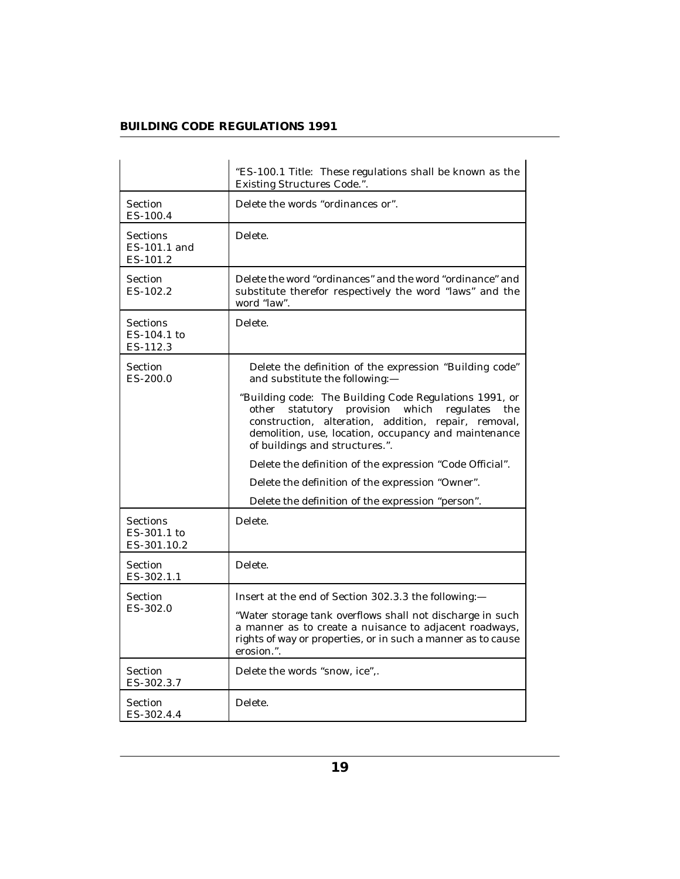| | |
|---|---|
| | "ES-100.1 Title: These regulations shall be known as the Existing Structures Code.". |
| Section ES-100.4 | Delete the words "ordinances or". |
| Sections ES-101.1 and ES-101.2 | Delete. |
| Section ES-102.2 | Delete the word "ordinances" and the word "ordinance" and substitute therefor respectively the word "laws" and the word "law". |
| Sections ES-104.1 to ES-112.3 | Delete. |
| Section ES-200.0 | Delete the definition of the expression "Building code" and substitute the following:— "Building code: The Building Code Regulations 1991, or other statutory provision which regulates the construction, alteration, addition, repair, removal, demolition, use, location, occupancy and maintenance of buildings and structures.". Delete the definition of the expression "Code Official". Delete the definition of the expression "Owner". Delete the definition of the expression "person". |
| Sections ES-301.1 to ES-301.10.2 | Delete. |
| Section ES-302.1.1 | Delete. |
| Section ES-302.0 | Insert at the end of Section 302.3.3 the following:— "Water storage tank overflows shall not discharge in such a manner as to create a nuisance to adjacent roadways, rights of way or properties, or in such a manner as to cause erosion.". |
| Section ES-302.3.7 | Delete the words "snow, ice",. |
| Section ES-302.4.4 | Delete. |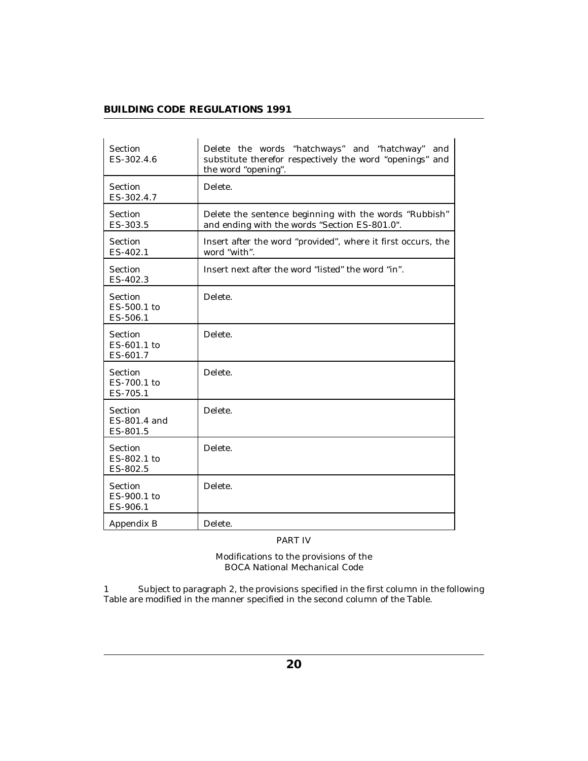| | |
|---|---|
| Section ES-302.4.6 | Delete the words "hatchways" and "hatchway" and substitute therefor respectively the word "openings" and the word "opening". |
| Section ES-302.4.7 | Delete. |
| Section ES-303.5 | Delete the sentence beginning with the words "Rubbish" and ending with the words "Section ES-801.0". |
| Section ES-402.1 | Insert after the word "provided", where it first occurs, the word "with". |
| Section ES-402.3 | Insert next after the word "listed" the word "in". |
| Section ES-500.1 to ES-506.1 | Delete. |
| Section ES-601.1 to ES-601.7 | Delete. |
| Section ES-700.1 to ES-705.1 | Delete. |
| Section ES-801.4 and ES-801.5 | Delete. |
| Section ES-802.1 to ES-802.5 | Delete. |
| Section ES-900.1 to ES-906.1 | Delete. |
| Appendix B | Delete. |

PART IV

Modifications to the provisions of the BOCA National Mechanical Code

1 Subject to paragraph 2, the provisions specified in the first column in the following Table are modified in the manner specified in the second column of the Table.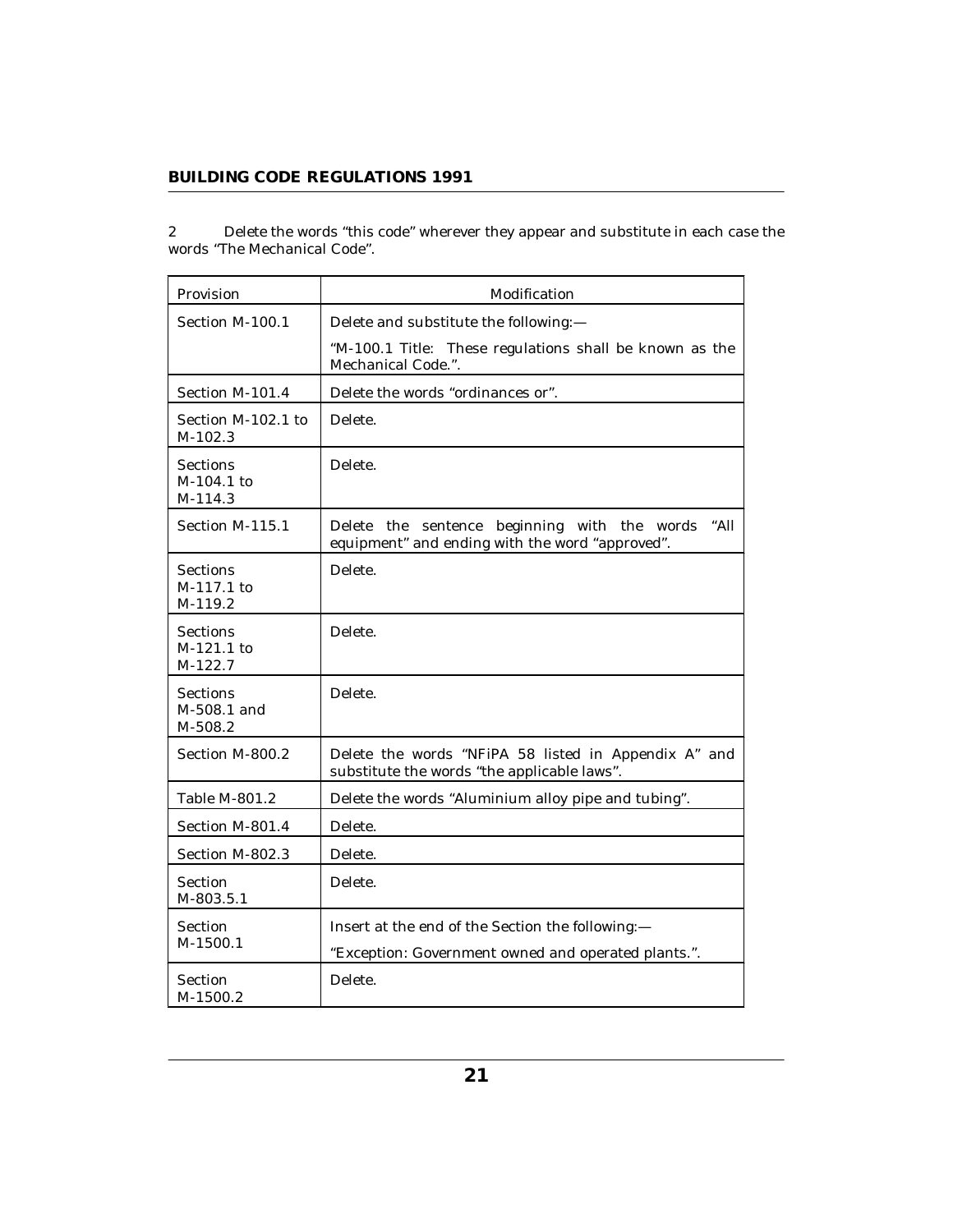2 Delete the words “this code” wherever they appear and substitute in each case the words “The Mechanical Code”.

| Provision | Modification |
| --- | --- |
| Section M-100.1 | Delete and substitute the following:— “M-100.1 Title: These regulations shall be known as the Mechanical Code.”. |
| Section M-101.4 | Delete the words “ordinances or”. |
| Section M-102.1 to M-102.3 | Delete. |
| Sections M-104.1 to M-114.3 | Delete. |
| Section M-115.1 | Delete the sentence beginning with the words “All equipment” and ending with the word “approved”. |
| Sections M-117.1 to M-119.2 | Delete. |
| Sections M-121.1 to M-122.7 | Delete. |
| Sections M-508.1 and M-508.2 | Delete. |
| Section M-800.2 | Delete the words “NFiPA 58 listed in Appendix A” and substitute the words “the applicable laws”. |
| Table M-801.2 | Delete the words “Aluminium alloy pipe and tubing”. |
| Section M-801.4 | Delete. |
| Section M-802.3 | Delete. |
| Section M-803.5.1 | Delete. |
| Section M-1500.1 | Insert at the end of the Section the following:— “Exception: Government owned and operated plants.”. |
| Section M-1500.2 | Delete. |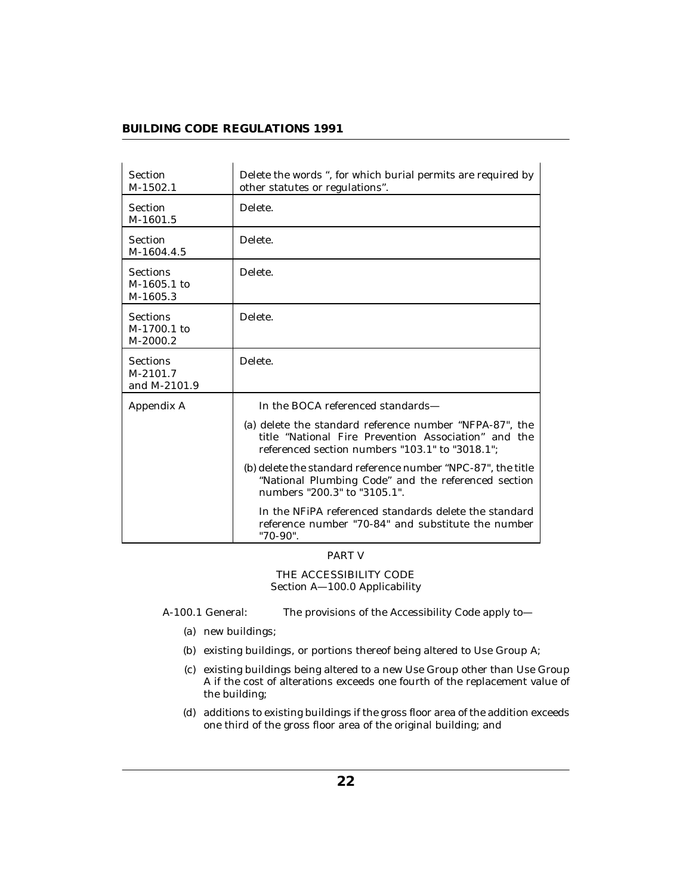| | |
|---|---|
| Section M-1502.1 | Delete the words ", for which burial permits are required by other statutes or regulations". |
| Section M-1601.5 | Delete. |
| Section M-1604.4.5 | Delete. |
| Sections M-1605.1 to M-1605.3 | Delete. |
| Sections M-1700.1 to M-2000.2 | Delete. |
| Sections M-2101.7 and M-2101.9 | Delete. |
| Appendix A | In the BOCA referenced standards— (a) delete the standard reference number "NFPA-87", the title "National Fire Prevention Association" and the referenced section numbers "103.1" to "3018.1"; (b) delete the standard reference number "NPC-87", the title "National Plumbing Code" and the referenced section numbers "200.3" to "3105.1". In the NFiPA referenced standards delete the standard reference number "70-84" and substitute the number "70-90". |

PART V

THE ACCESSIBILITY CODE

Section A—100.0 Applicability

A-100.1 General: The provisions of the Accessibility Code apply to—

(a) new buildings;

(b) existing buildings, or portions thereof being altered to Use Group A;

(c) existing buildings being altered to a new Use Group other than Use Group A if the cost of alterations exceeds one fourth of the replacement value of the building;

(d) additions to existing buildings if the gross floor area of the addition exceeds one third of the gross floor area of the original building; and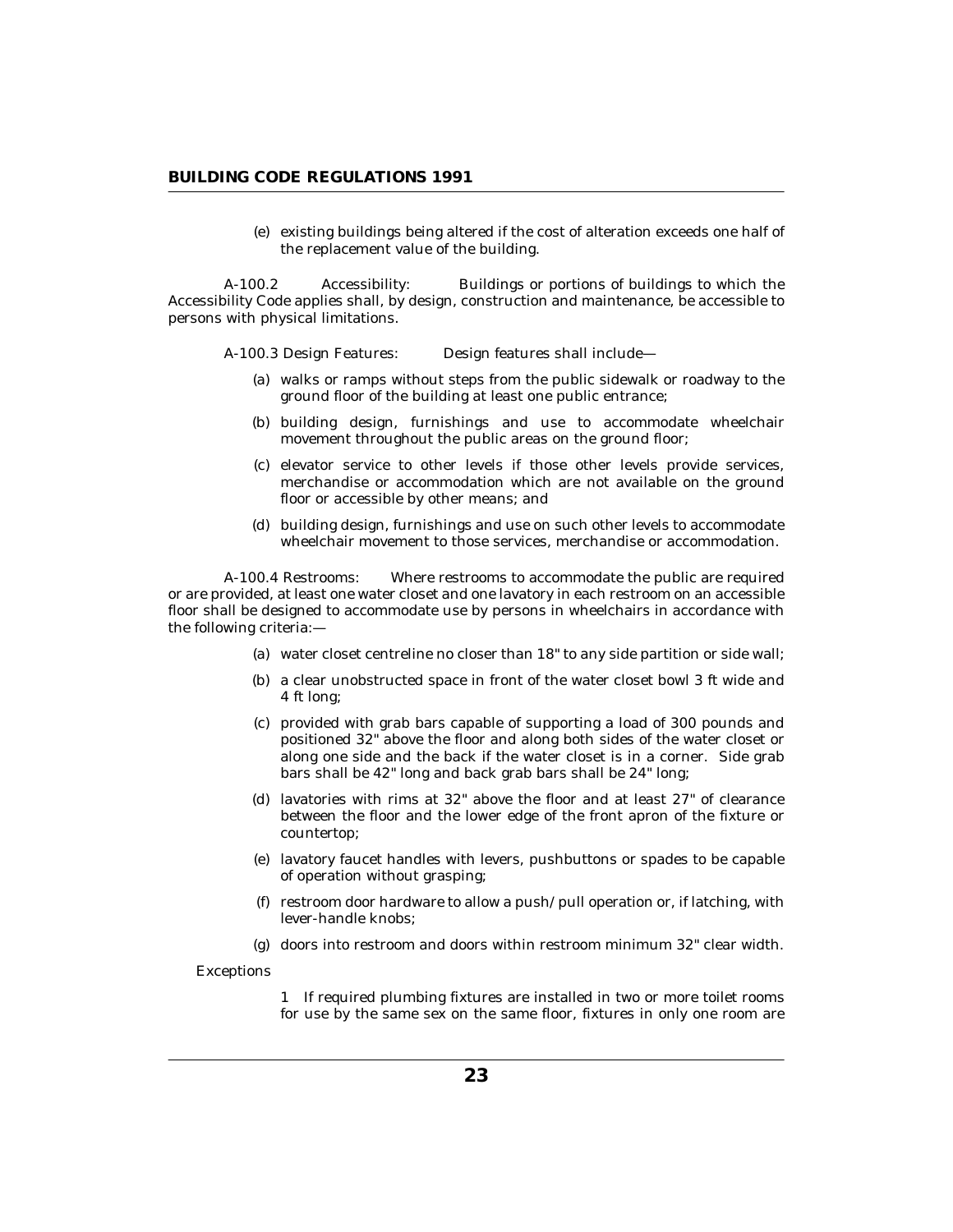(e) existing buildings being altered if the cost of alteration exceeds one half of the replacement value of the building.

A-100.2 Accessibility: Buildings or portions of buildings to which the Accessibility Code applies shall, by design, construction and maintenance, be accessible to persons with physical limitations.

A-100.3 Design Features: Design features shall include—

(a) walks or ramps without steps from the public sidewalk or roadway to the ground floor of the building at least one public entrance;

(b) building design, furnishings and use to accommodate wheelchair movement throughout the public areas on the ground floor;

(c) elevator service to other levels if those other levels provide services, merchandise or accommodation which are not available on the ground floor or accessible by other means; and

(d) building design, furnishings and use on such other levels to accommodate wheelchair movement to those services, merchandise or accommodation.

A-100.4 Restrooms: Where restrooms to accommodate the public are required or are provided, at least one water closet and one lavatory in each restroom on an accessible floor shall be designed to accommodate use by persons in wheelchairs in accordance with the following criteria:—

(a) water closet centreline no closer than 18" to any side partition or side wall;

(b) a clear unobstructed space in front of the water closet bowl 3 ft wide and 4 ft long;

(c) provided with grab bars capable of supporting a load of 300 pounds and positioned 32" above the floor and along both sides of the water closet or along one side and the back if the water closet is in a corner. Side grab bars shall be 42" long and back grab bars shall be 24" long;

(d) lavatories with rims at 32" above the floor and at least 27" of clearance between the floor and the lower edge of the front apron of the fixture or countertop;

(e) lavatory faucet handles with levers, pushbuttons or spades to be capable of operation without grasping;

(f) restroom door hardware to allow a push/pull operation or, if latching, with lever-handle knobs;

(g) doors into restroom and doors within restroom minimum 32" clear width.

*Exceptions*

1 If required plumbing fixtures are installed in two or more toilet rooms for use by the same sex on the same floor, fixtures in only one room are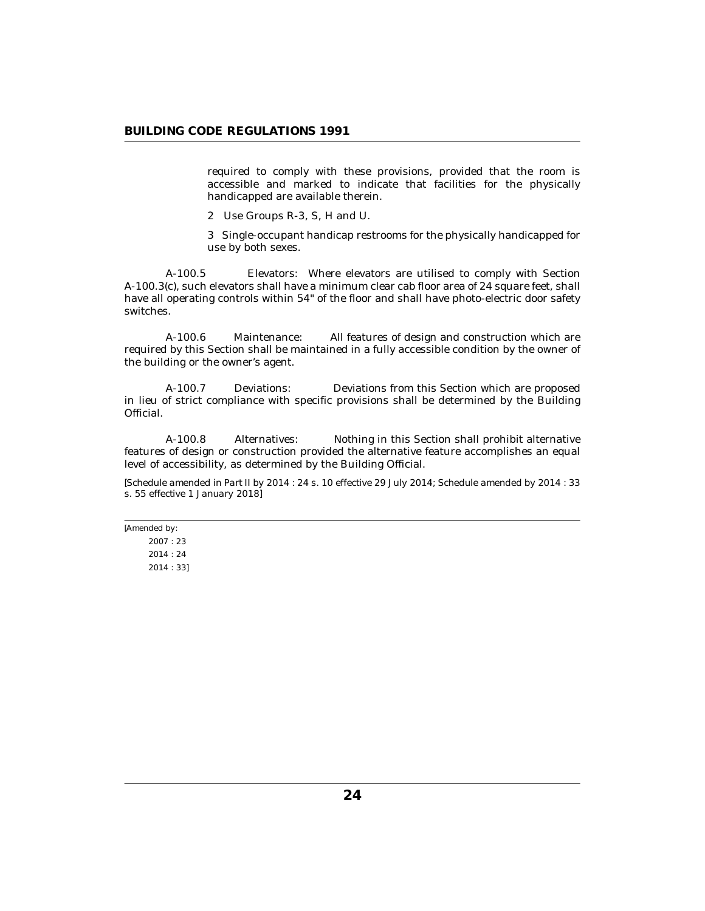required to comply with these provisions, provided that the room is accessible and marked to indicate that facilities for the physically handicapped are available therein.

2 Use Groups R-3, S, H and U.

3 Single-occupant handicap restrooms for the physically handicapped for use by both sexes.

A-100.5 Elevators: Where elevators are utilised to comply with Section A-100.3(c), such elevators shall have a minimum clear cab floor area of 24 square feet, shall have all operating controls within 54" of the floor and shall have photo-electric door safety switches.

A-100.6 Maintenance: All features of design and construction which are required by this Section shall be maintained in a fully accessible condition by the owner of the building or the owner's agent.

A-100.7 Deviations: Deviations from this Section which are proposed in lieu of strict compliance with specific provisions shall be determined by the Building Official.

A-100.8 Alternatives: Nothing in this Section shall prohibit alternative features of design or construction provided the alternative feature accomplishes an equal level of accessibility, as determined by the Building Official.

*[Schedule amended in Part II by 2014 : 24 s. 10 effective 29 July 2014; Schedule amended by 2014 : 33 s. 55 effective 1 January 2018]*

---

*[Amended by:*
*2007 : 23*
*2014 : 24*
*2014 : 33]*